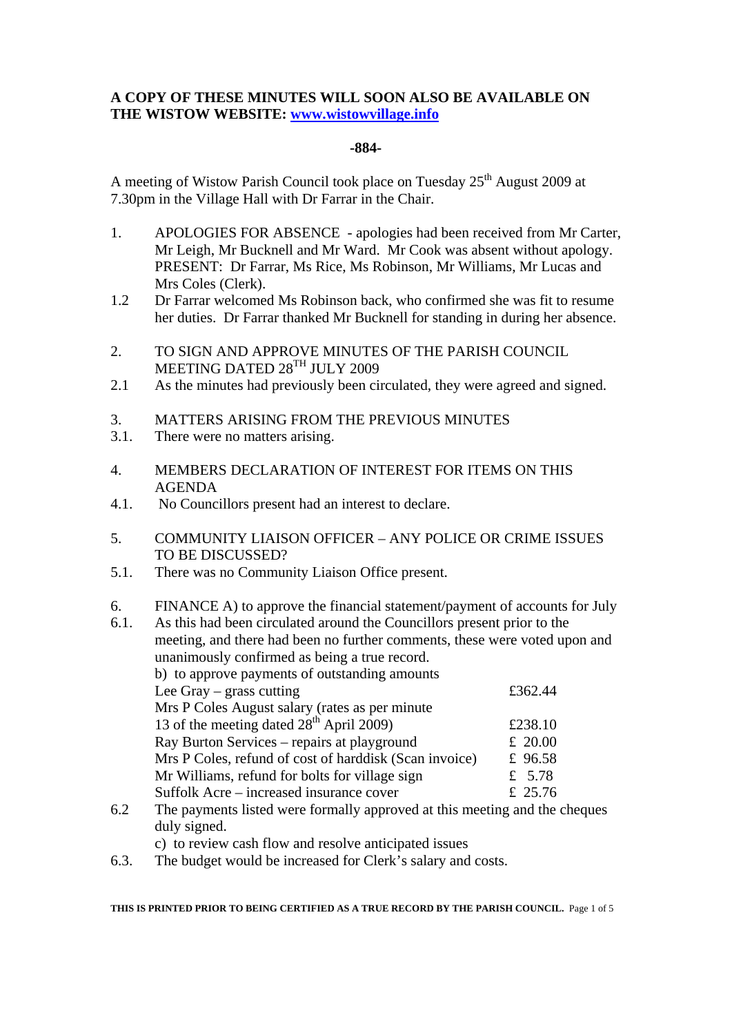**A COPY OF THESE MINUTES WILL SOON ALSO BE AVAILABLE ON THE WISTOW WEBSITE: [www.wistowvillage.info](http://www.wistowvillage.info)**

**-884-**

A meeting of Wistow Parish Council took place on Tuesday 25th August 2009 at 7.30pm in the Village Hall with Dr Farrar in the Chair.

1. APOLOGIES FOR ABSENCE - apologies had been received from Mr Carter, Mr Leigh, Mr Bucknell and Mr Ward. Mr Cook was absent without apology. PRESENT: Dr Farrar, Ms Rice, Ms Robinson, Mr Williams, Mr Lucas and Mrs Coles (Clerk).

1.2 Dr Farrar welcomed Ms Robinson back, who confirmed she was fit to resume her duties. Dr Farrar thanked Mr Bucknell for standing in during her absence.

2. TO SIGN AND APPROVE MINUTES OF THE PARISH COUNCIL MEETING DATED 28TH JULY 2009

2.1 As the minutes had previously been circulated, they were agreed and signed.

3. MATTERS ARISING FROM THE PREVIOUS MINUTES

3.1. There were no matters arising.

4. MEMBERS DECLARATION OF INTEREST FOR ITEMS ON THIS AGENDA

4.1. No Councillors present had an interest to declare.

5. COMMUNITY LIAISON OFFICER – ANY POLICE OR CRIME ISSUES TO BE DISCUSSED?

5.1. There was no Community Liaison Office present.

6. FINANCE A) to approve the financial statement/payment of accounts for July

6.1. As this had been circulated around the Councillors present prior to the meeting, and there had been no further comments, these were voted upon and unanimously confirmed as being a true record.

b) to approve payments of outstanding amounts

| | |
|---|---|
| Lee Gray – grass cutting | £362.44 |
| Mrs P Coles August salary (rates as per minute 13 of the meeting dated 28th April 2009) | £238.10 |
| Ray Burton Services – repairs at playground | £ 20.00 |
| Mrs P Coles, refund of cost of harddisk (Scan invoice) | £ 96.58 |
| Mr Williams, refund for bolts for village sign | £ 5.78 |
| Suffolk Acre – increased insurance cover | £ 25.76 |

6.2 The payments listed were formally approved at this meeting and the cheques duly signed.

c) to review cash flow and resolve anticipated issues

6.3. The budget would be increased for Clerk's salary and costs.

**THIS IS PRINTED PRIOR TO BEING CERTIFIED AS A TRUE RECORD BY THE PARISH COUNCIL.**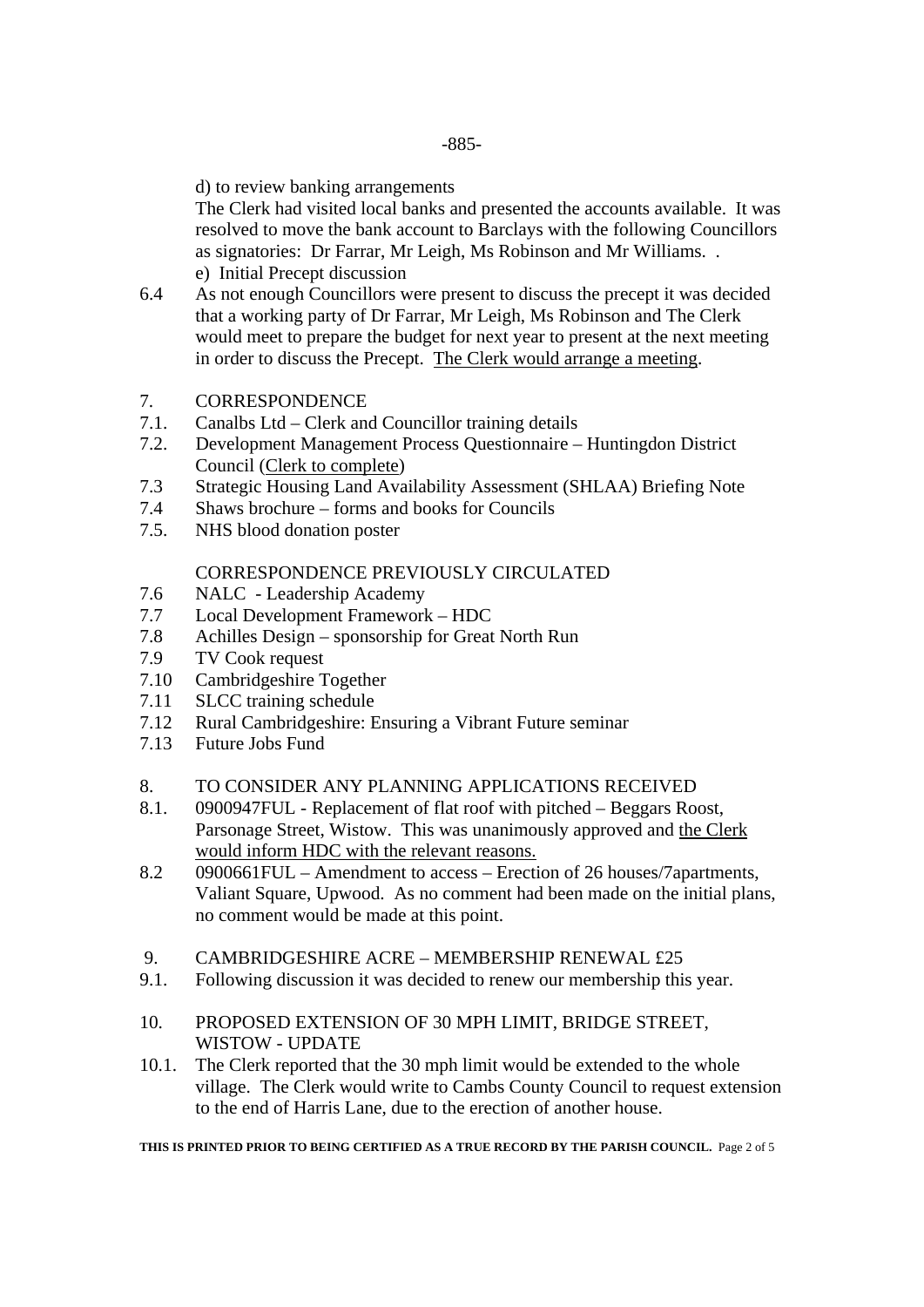d) to review banking arrangements

The Clerk had visited local banks and presented the accounts available. It was resolved to move the bank account to Barclays with the following Councillors as signatories: Dr Farrar, Mr Leigh, Ms Robinson and Mr Williams. .

e) Initial Precept discussion

6.4 As not enough Councillors were present to discuss the precept it was decided that a working party of Dr Farrar, Mr Leigh, Ms Robinson and The Clerk would meet to prepare the budget for next year to present at the next meeting in order to discuss the Precept. <u>The Clerk would arrange a meeting</u>.

7. CORRESPONDENCE

7.1. Canalbs Ltd – Clerk and Councillor training details

7.2. Development Management Process Questionnaire – Huntingdon District Council (<u>Clerk to complete</u>)

7.3 Strategic Housing Land Availability Assessment (SHLAA) Briefing Note

7.4 Shaws brochure – forms and books for Councils

7.5. NHS blood donation poster

CORRESPONDENCE PREVIOUSLY CIRCULATED

7.6 NALC - Leadership Academy

7.7 Local Development Framework – HDC

7.8 Achilles Design – sponsorship for Great North Run

7.9 TV Cook request

7.10 Cambridgeshire Together

7.11 SLCC training schedule

7.12 Rural Cambridgeshire: Ensuring a Vibrant Future seminar

7.13 Future Jobs Fund

8. TO CONSIDER ANY PLANNING APPLICATIONS RECEIVED

8.1. 0900947FUL - Replacement of flat roof with pitched – Beggars Roost, Parsonage Street, Wistow. This was unanimously approved and <u>the Clerk would inform HDC with the relevant reasons.</u>

8.2 0900661FUL – Amendment to access – Erection of 26 houses/7apartments, Valiant Square, Upwood. As no comment had been made on the initial plans, no comment would be made at this point.

9. CAMBRIDGESHIRE ACRE – MEMBERSHIP RENEWAL £25

9.1. Following discussion it was decided to renew our membership this year.

10. PROPOSED EXTENSION OF 30 MPH LIMIT, BRIDGE STREET, WISTOW - UPDATE

10.1. The Clerk reported that the 30 mph limit would be extended to the whole village. The Clerk would write to Cambs County Council to request extension to the end of Harris Lane, due to the erection of another house.

**THIS IS PRINTED PRIOR TO BEING CERTIFIED AS A TRUE RECORD BY THE PARISH COUNCIL.**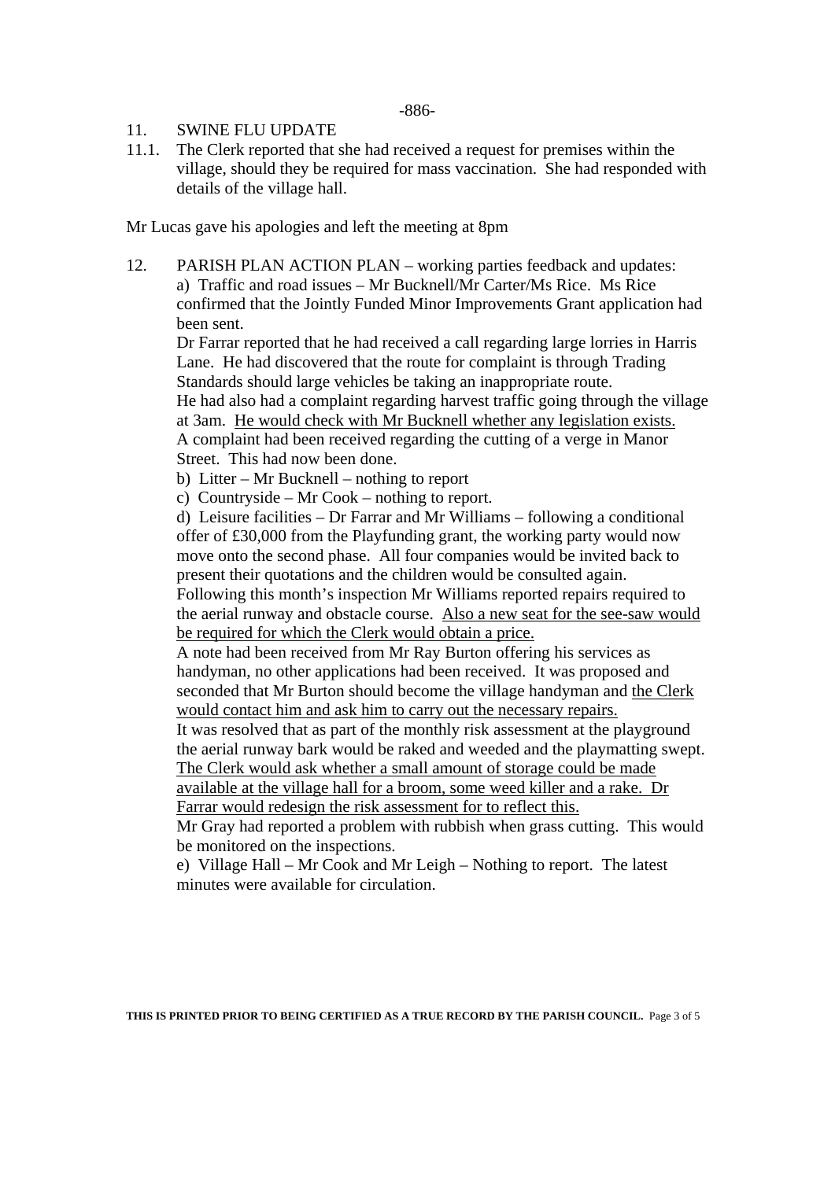-886-

11. SWINE FLU UPDATE

11.1. The Clerk reported that she had received a request for premises within the village, should they be required for mass vaccination. She had responded with details of the village hall.

Mr Lucas gave his apologies and left the meeting at 8pm

12. PARISH PLAN ACTION PLAN – working parties feedback and updates:

a) Traffic and road issues – Mr Bucknell/Mr Carter/Ms Rice. Ms Rice confirmed that the Jointly Funded Minor Improvements Grant application had been sent.
Dr Farrar reported that he had received a call regarding large lorries in Harris Lane. He had discovered that the route for complaint is through Trading Standards should large vehicles be taking an inappropriate route.
He had also had a complaint regarding harvest traffic going through the village at 3am. <u>He would check with Mr Bucknell whether any legislation exists.</u>
A complaint had been received regarding the cutting of a verge in Manor Street. This had now been done.

b) Litter – Mr Bucknell – nothing to report

c) Countryside – Mr Cook – nothing to report.

d) Leisure facilities – Dr Farrar and Mr Williams – following a conditional offer of £30,000 from the Playfunding grant, the working party would now move onto the second phase. All four companies would be invited back to present their quotations and the children would be consulted again.
Following this month's inspection Mr Williams reported repairs required to the aerial runway and obstacle course. <u>Also a new seat for the see-saw would be required for which the Clerk would obtain a price.</u>
A note had been received from Mr Ray Burton offering his services as handyman, no other applications had been received. It was proposed and seconded that Mr Burton should become the village handyman and <u>the Clerk would contact him and ask him to carry out the necessary repairs.</u>
It was resolved that as part of the monthly risk assessment at the playground the aerial runway bark would be raked and weeded and the playmatting swept. <u>The Clerk would ask whether a small amount of storage could be made available at the village hall for a broom, some weed killer and a rake. Dr Farrar would redesign the risk assessment for to reflect this.</u>
Mr Gray had reported a problem with rubbish when grass cutting. This would be monitored on the inspections.

e) Village Hall – Mr Cook and Mr Leigh – Nothing to report. The latest minutes were available for circulation.

**THIS IS PRINTED PRIOR TO BEING CERTIFIED AS A TRUE RECORD BY THE PARISH COUNCIL.**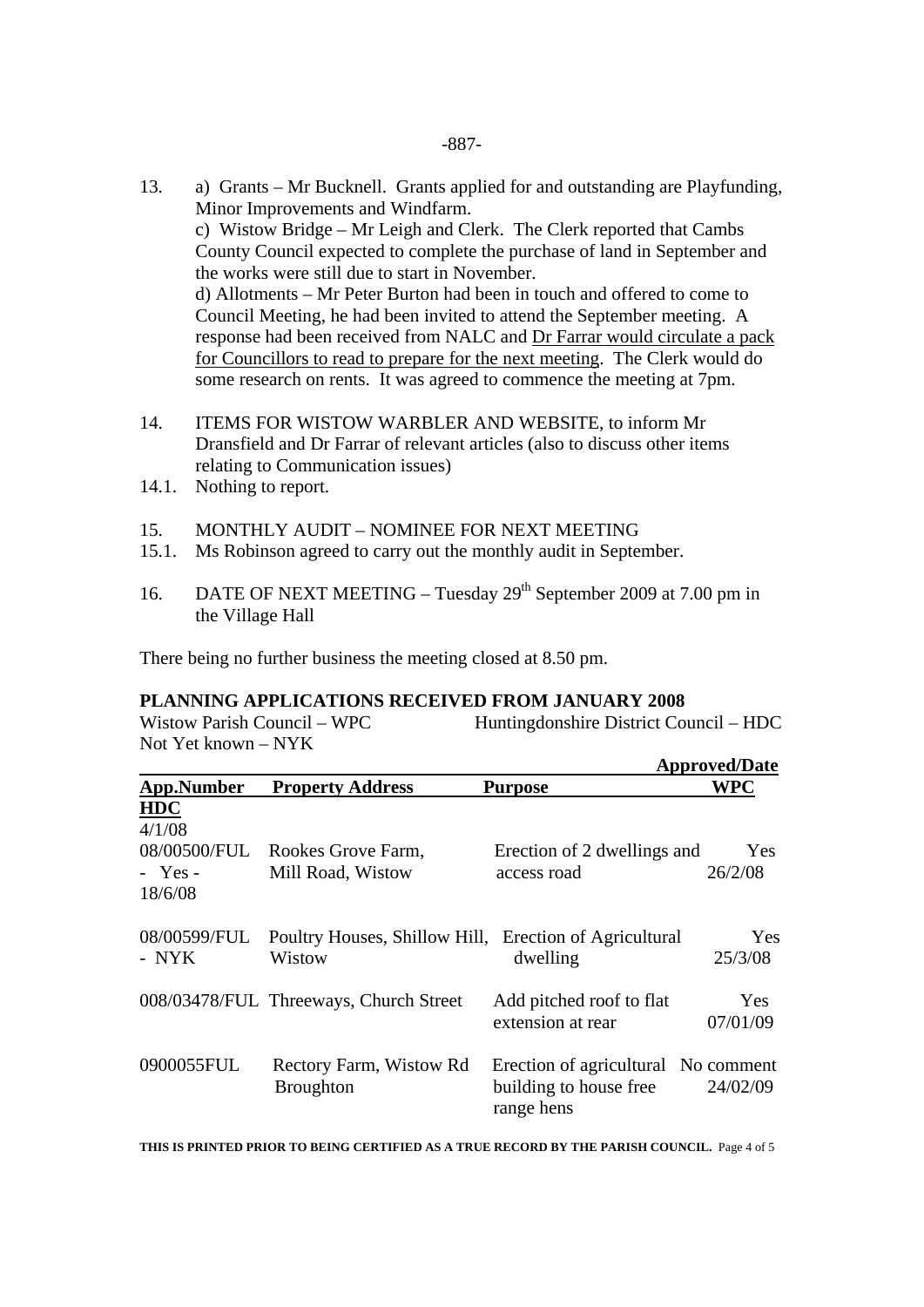13. a) Grants – Mr Bucknell. Grants applied for and outstanding are Playfunding, Minor Improvements and Windfarm.
c) Wistow Bridge – Mr Leigh and Clerk. The Clerk reported that Cambs County Council expected to complete the purchase of land in September and the works were still due to start in November.
d) Allotments – Mr Peter Burton had been in touch and offered to come to Council Meeting, he had been invited to attend the September meeting. A response had been received from NALC and Dr Farrar would circulate a pack for Councillors to read to prepare for the next meeting. The Clerk would do some research on rents. It was agreed to commence the meeting at 7pm.

14. ITEMS FOR WISTOW WARBLER AND WEBSITE, to inform Mr Dransfield and Dr Farrar of relevant articles (also to discuss other items relating to Communication issues)
14.1. Nothing to report.

15. MONTHLY AUDIT – NOMINEE FOR NEXT MEETING
15.1. Ms Robinson agreed to carry out the monthly audit in September.

16. DATE OF NEXT MEETING – Tuesday 29th September 2009 at 7.00 pm in the Village Hall

There being no further business the meeting closed at 8.50 pm.

**PLANNING APPLICATIONS RECEIVED FROM JANUARY 2008**

Wistow Parish Council – WPC        Huntingdonshire District Council – HDC
Not Yet known – NYK

| App.Number | Property Address | Purpose | Approved/Date WPC |
|---|---|---|---|
| **HDC** 4/1/08 | | | |
| 08/00500/FUL - Yes - 18/6/08 | Rookes Grove Farm, Mill Road, Wistow | Erection of 2 dwellings and access road | Yes 26/2/08 |
| 08/00599/FUL - NYK | Poultry Houses, Shillow Hill, Wistow | Erection of Agricultural dwelling | Yes 25/3/08 |
| 008/03478/FUL | Threeways, Church Street | Add pitched roof to flat extension at rear | Yes 07/01/09 |
| 0900055FUL | Rectory Farm, Wistow Rd Broughton | Erection of agricultural building to house free range hens | No comment 24/02/09 |

**THIS IS PRINTED PRIOR TO BEING CERTIFIED AS A TRUE RECORD BY THE PARISH COUNCIL.**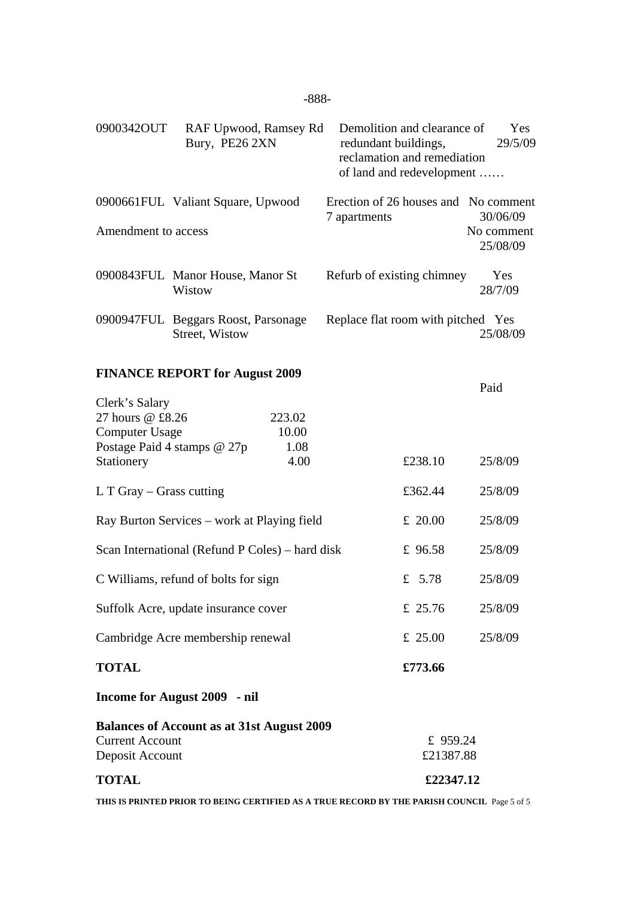-888-

| | | | |
|---|---|---|---|
| 0900342OUT | RAF Upwood, Ramsey Rd Bury, PE26 2XN | Demolition and clearance of redundant buildings, reclamation and remediation of land and redevelopment …… | Yes 29/5/09 |
| 0900661FUL | Valiant Square, Upwood | Erection of 26 houses and 7 apartments | No comment 30/06/09 |
| Amendment to access | | | No comment 25/08/09 |
| 0900843FUL | Manor House, Manor St Wistow | Refurb of existing chimney | Yes 28/7/09 |
| 0900947FUL | Beggars Roost, Parsonage Street, Wistow | Replace flat room with pitched | Yes 25/08/09 |

## FINANCE REPORT for August 2009

| | | | Paid |
|---|---|---|---|
| Clerk's Salary | | | |
| 27 hours @ £8.26 | 223.02 | | |
| Computer Usage | 10.00 | | |
| Postage Paid 4 stamps @ 27p | 1.08 | | |
| Stationery | 4.00 | £238.10 | 25/8/09 |
| L T Gray – Grass cutting | | £362.44 | 25/8/09 |
| Ray Burton Services – work at Playing field | | £ 20.00 | 25/8/09 |
| Scan International (Refund P Coles) – hard disk | | £ 96.58 | 25/8/09 |
| C Williams, refund of bolts for sign | | £ 5.78 | 25/8/09 |
| Suffolk Acre, update insurance cover | | £ 25.76 | 25/8/09 |
| Cambridge Acre membership renewal | | £ 25.00 | 25/8/09 |
| **TOTAL** | | **£773.66** | |

**Income for August 2009 - nil**

**Balances of Account as at 31st August 2009**

| | |
|---|---|
| Current Account | £ 959.24 |
| Deposit Account | £21387.88 |
| **TOTAL** | **£22347.12** |

**THIS IS PRINTED PRIOR TO BEING CERTIFIED AS A TRUE RECORD BY THE PARISH COUNCIL**